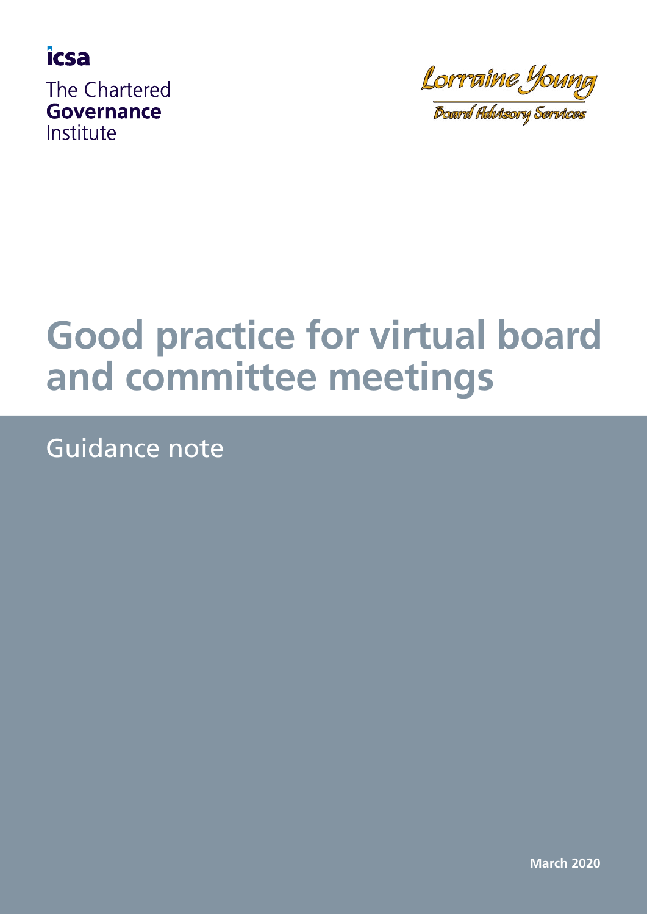icsa

The Chartered **Governance** Institute

Lorraine Young

Board Advisory Services

# Good practice for virtual board and committee meetings

Guidance note

**March 2020**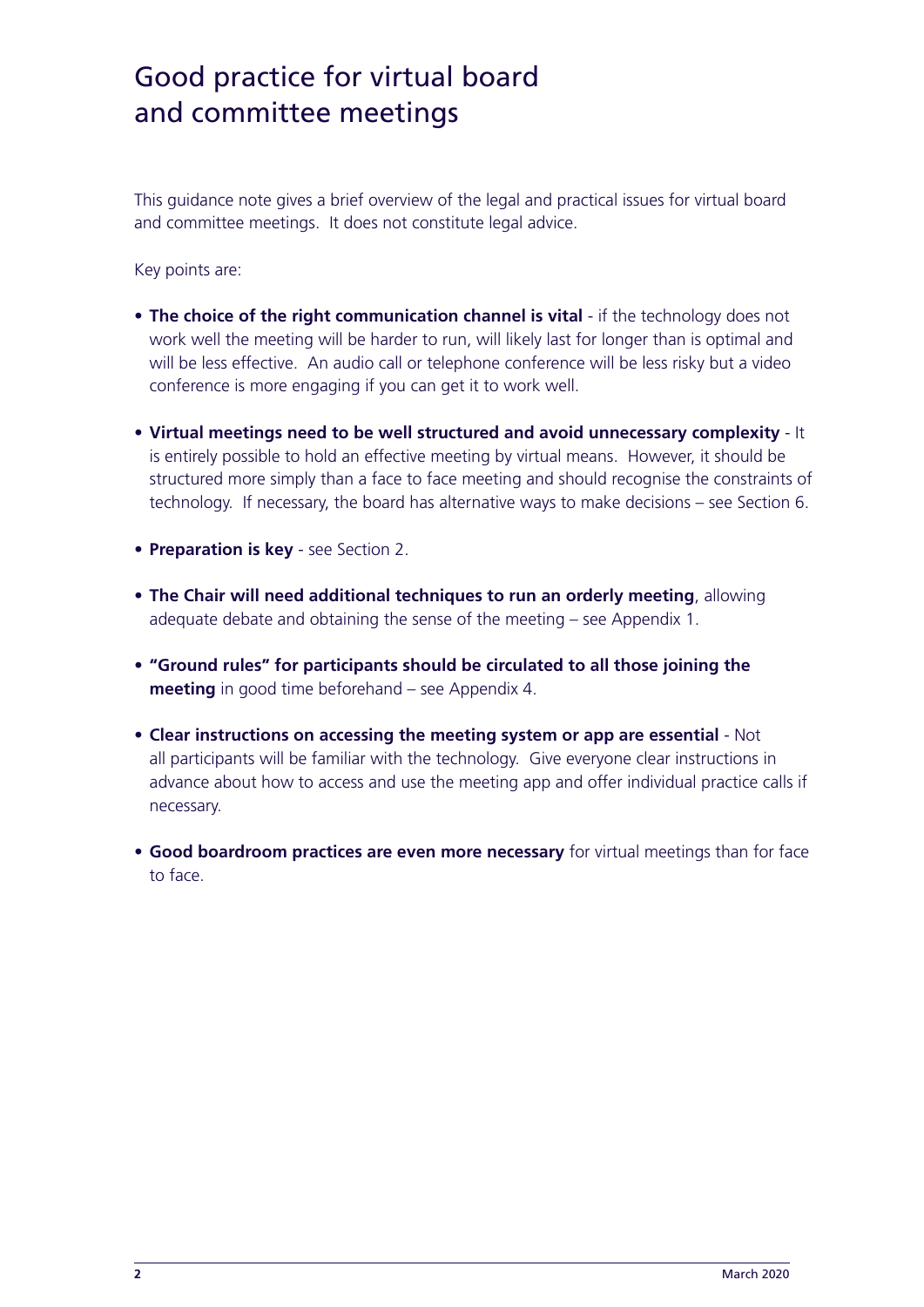# Good practice for virtual board and committee meetings

This guidance note gives a brief overview of the legal and practical issues for virtual board and committee meetings. It does not constitute legal advice.

Key points are:

- **The choice of the right communication channel is vital** - if the technology does not work well the meeting will be harder to run, will likely last for longer than is optimal and will be less effective. An audio call or telephone conference will be less risky but a video conference is more engaging if you can get it to work well.

- **Virtual meetings need to be well structured and avoid unnecessary complexity** - It is entirely possible to hold an effective meeting by virtual means. However, it should be structured more simply than a face to face meeting and should recognise the constraints of technology. If necessary, the board has alternative ways to make decisions – see Section 6.

- **Preparation is key** - see Section 2.

- **The Chair will need additional techniques to run an orderly meeting**, allowing adequate debate and obtaining the sense of the meeting – see Appendix 1.

- **"Ground rules" for participants should be circulated to all those joining the meeting** in good time beforehand – see Appendix 4.

- **Clear instructions on accessing the meeting system or app are essential** - Not all participants will be familiar with the technology. Give everyone clear instructions in advance about how to access and use the meeting app and offer individual practice calls if necessary.

- **Good boardroom practices are even more necessary** for virtual meetings than for face to face.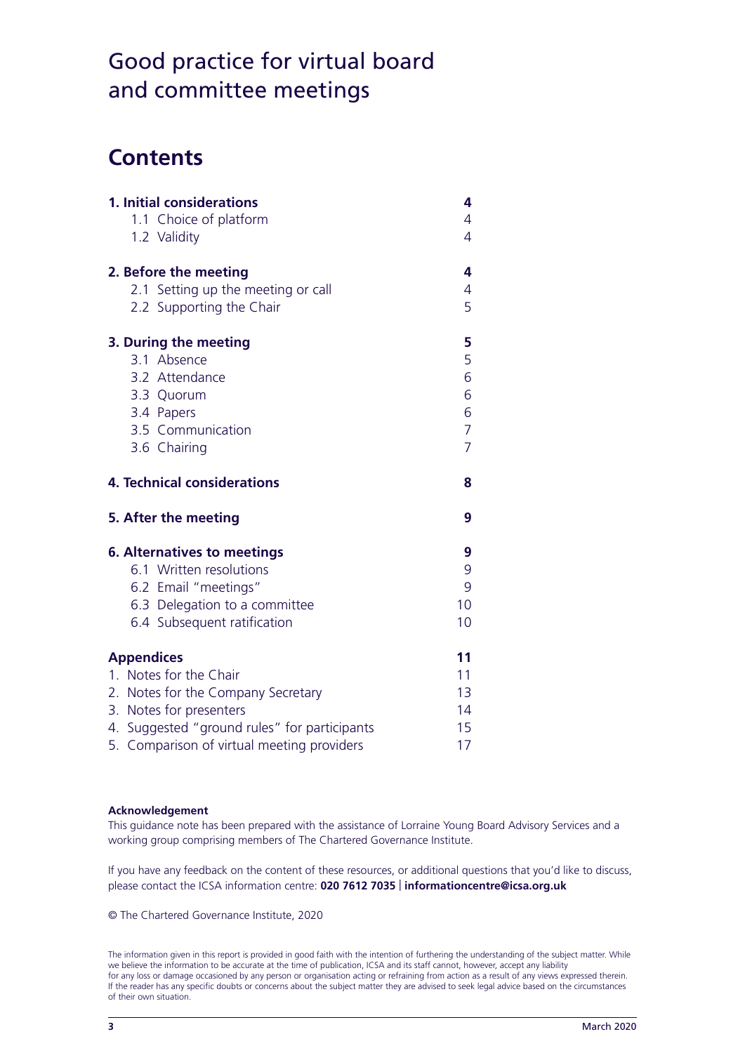# Good practice for virtual board and committee meetings

## Contents

| | |
|---|---|
| **1. Initial considerations** | **4** |
| 1.1 Choice of platform | 4 |
| 1.2 Validity | 4 |
| **2. Before the meeting** | **4** |
| 2.1 Setting up the meeting or call | 4 |
| 2.2 Supporting the Chair | 5 |
| **3. During the meeting** | **5** |
| 3.1 Absence | 5 |
| 3.2 Attendance | 6 |
| 3.3 Quorum | 6 |
| 3.4 Papers | 6 |
| 3.5 Communication | 7 |
| 3.6 Chairing | 7 |
| **4. Technical considerations** | **8** |
| **5. After the meeting** | **9** |
| **6. Alternatives to meetings** | **9** |
| 6.1 Written resolutions | 9 |
| 6.2 Email "meetings" | 9 |
| 6.3 Delegation to a committee | 10 |
| 6.4 Subsequent ratification | 10 |
| **Appendices** | **11** |
| 1. Notes for the Chair | 11 |
| 2. Notes for the Company Secretary | 13 |
| 3. Notes for presenters | 14 |
| 4. Suggested "ground rules" for participants | 15 |
| 5. Comparison of virtual meeting providers | 17 |

**Acknowledgement**

This guidance note has been prepared with the assistance of Lorraine Young Board Advisory Services and a working group comprising members of The Chartered Governance Institute.

If you have any feedback on the content of these resources, or additional questions that you'd like to discuss, please contact the ICSA information centre: **020 7612 7035** | **informationcentre@icsa.org.uk**

© The Chartered Governance Institute, 2020

The information given in this report is provided in good faith with the intention of furthering the understanding of the subject matter. While we believe the information to be accurate at the time of publication, ICSA and its staff cannot, however, accept any liability for any loss or damage occasioned by any person or organisation acting or refraining from action as a result of any views expressed therein. If the reader has any specific doubts or concerns about the subject matter they are advised to seek legal advice based on the circumstances of their own situation.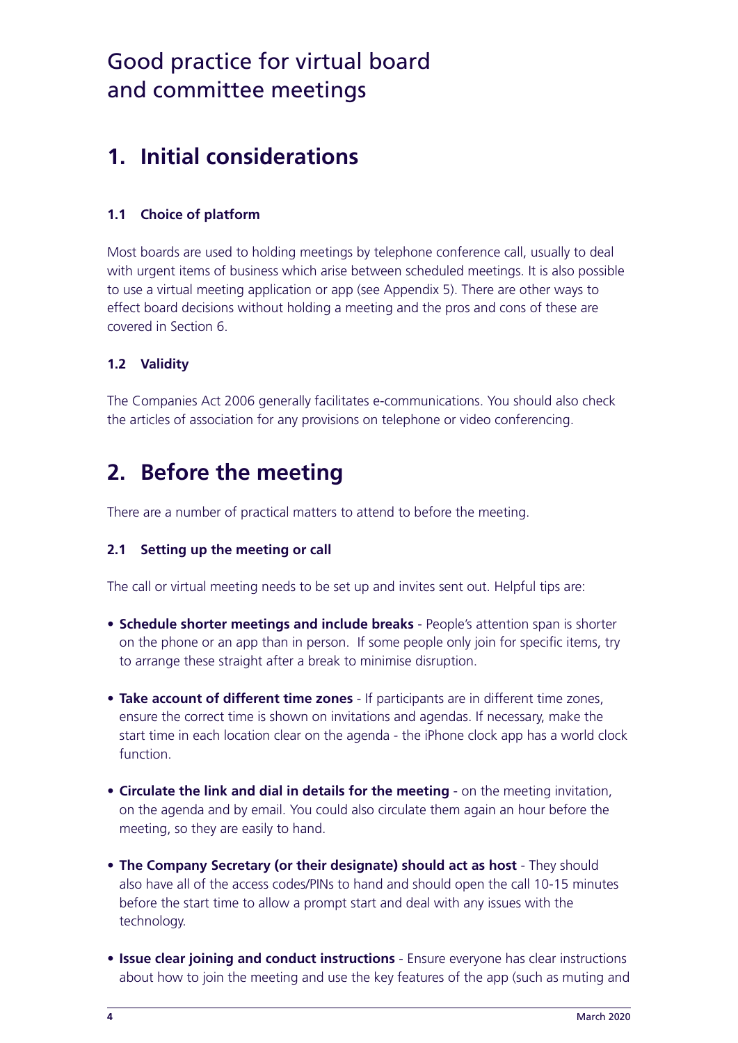# Good practice for virtual board and committee meetings

## 1. Initial considerations

### 1.1 Choice of platform

Most boards are used to holding meetings by telephone conference call, usually to deal with urgent items of business which arise between scheduled meetings. It is also possible to use a virtual meeting application or app (see Appendix 5). There are other ways to effect board decisions without holding a meeting and the pros and cons of these are covered in Section 6.

### 1.2 Validity

The Companies Act 2006 generally facilitates e-communications. You should also check the articles of association for any provisions on telephone or video conferencing.

## 2. Before the meeting

There are a number of practical matters to attend to before the meeting.

### 2.1 Setting up the meeting or call

The call or virtual meeting needs to be set up and invites sent out. Helpful tips are:

- **Schedule shorter meetings and include breaks** - People's attention span is shorter on the phone or an app than in person. If some people only join for specific items, try to arrange these straight after a break to minimise disruption.
- **Take account of different time zones** - If participants are in different time zones, ensure the correct time is shown on invitations and agendas. If necessary, make the start time in each location clear on the agenda - the iPhone clock app has a world clock function.
- **Circulate the link and dial in details for the meeting** - on the meeting invitation, on the agenda and by email. You could also circulate them again an hour before the meeting, so they are easily to hand.
- **The Company Secretary (or their designate) should act as host** - They should also have all of the access codes/PINs to hand and should open the call 10-15 minutes before the start time to allow a prompt start and deal with any issues with the technology.
- **Issue clear joining and conduct instructions** - Ensure everyone has clear instructions about how to join the meeting and use the key features of the app (such as muting and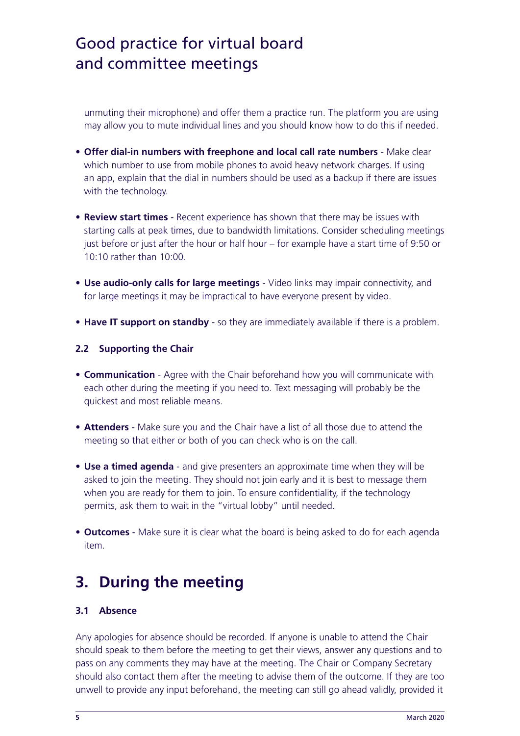unmuting their microphone) and offer them a practice run. The platform you are using may allow you to mute individual lines and you should know how to do this if needed.

- **Offer dial-in numbers with freephone and local call rate numbers** - Make clear which number to use from mobile phones to avoid heavy network charges. If using an app, explain that the dial in numbers should be used as a backup if there are issues with the technology.

- **Review start times** - Recent experience has shown that there may be issues with starting calls at peak times, due to bandwidth limitations. Consider scheduling meetings just before or just after the hour or half hour – for example have a start time of 9:50 or 10:10 rather than 10:00.

- **Use audio-only calls for large meetings** - Video links may impair connectivity, and for large meetings it may be impractical to have everyone present by video.

- **Have IT support on standby** - so they are immediately available if there is a problem.

### 2.2 Supporting the Chair

- **Communication** - Agree with the Chair beforehand how you will communicate with each other during the meeting if you need to. Text messaging will probably be the quickest and most reliable means.

- **Attenders** - Make sure you and the Chair have a list of all those due to attend the meeting so that either or both of you can check who is on the call.

- **Use a timed agenda** - and give presenters an approximate time when they will be asked to join the meeting. They should not join early and it is best to message them when you are ready for them to join. To ensure confidentiality, if the technology permits, ask them to wait in the "virtual lobby" until needed.

- **Outcomes** - Make sure it is clear what the board is being asked to do for each agenda item.

## 3. During the meeting

### 3.1 Absence

Any apologies for absence should be recorded. If anyone is unable to attend the Chair should speak to them before the meeting to get their views, answer any questions and to pass on any comments they may have at the meeting. The Chair or Company Secretary should also contact them after the meeting to advise them of the outcome. If they are too unwell to provide any input beforehand, the meeting can still go ahead validly, provided it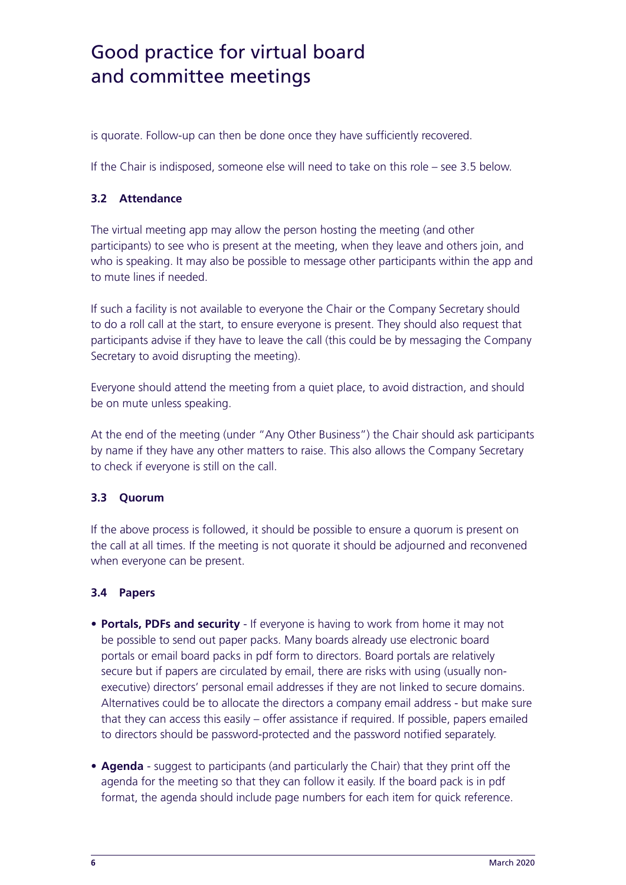is quorate. Follow-up can then be done once they have sufficiently recovered.

If the Chair is indisposed, someone else will need to take on this role – see 3.5 below.

### 3.2 Attendance

The virtual meeting app may allow the person hosting the meeting (and other participants) to see who is present at the meeting, when they leave and others join, and who is speaking. It may also be possible to message other participants within the app and to mute lines if needed.

If such a facility is not available to everyone the Chair or the Company Secretary should to do a roll call at the start, to ensure everyone is present. They should also request that participants advise if they have to leave the call (this could be by messaging the Company Secretary to avoid disrupting the meeting).

Everyone should attend the meeting from a quiet place, to avoid distraction, and should be on mute unless speaking.

At the end of the meeting (under "Any Other Business") the Chair should ask participants by name if they have any other matters to raise. This also allows the Company Secretary to check if everyone is still on the call.

### 3.3 Quorum

If the above process is followed, it should be possible to ensure a quorum is present on the call at all times. If the meeting is not quorate it should be adjourned and reconvened when everyone can be present.

### 3.4 Papers

- **Portals, PDFs and security** - If everyone is having to work from home it may not be possible to send out paper packs. Many boards already use electronic board portals or email board packs in pdf form to directors. Board portals are relatively secure but if papers are circulated by email, there are risks with using (usually non-executive) directors' personal email addresses if they are not linked to secure domains. Alternatives could be to allocate the directors a company email address - but make sure that they can access this easily – offer assistance if required. If possible, papers emailed to directors should be password-protected and the password notified separately.

- **Agenda** - suggest to participants (and particularly the Chair) that they print off the agenda for the meeting so that they can follow it easily. If the board pack is in pdf format, the agenda should include page numbers for each item for quick reference.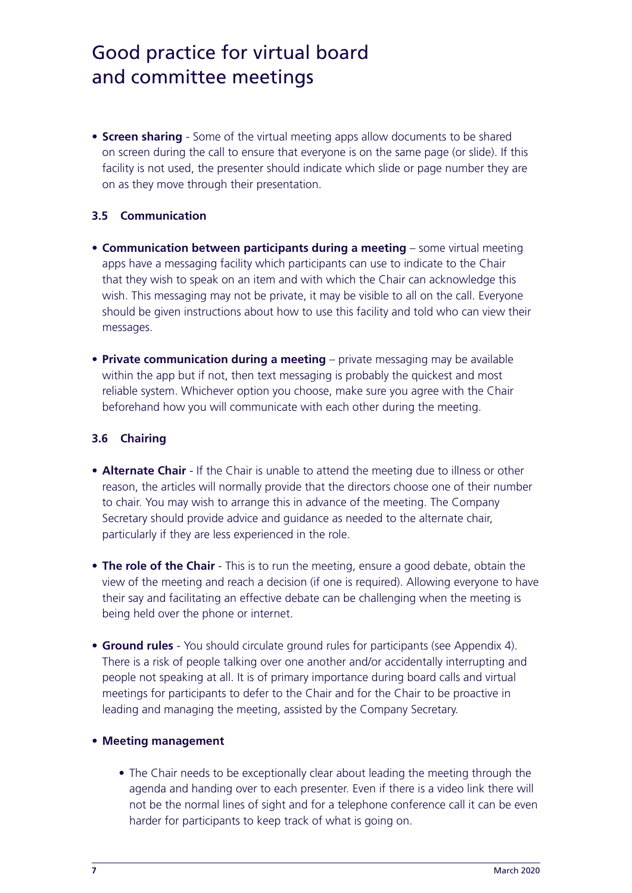# Good practice for virtual board and committee meetings

- **Screen sharing** - Some of the virtual meeting apps allow documents to be shared on screen during the call to ensure that everyone is on the same page (or slide). If this facility is not used, the presenter should indicate which slide or page number they are on as they move through their presentation.

### 3.5 Communication

- **Communication between participants during a meeting** – some virtual meeting apps have a messaging facility which participants can use to indicate to the Chair that they wish to speak on an item and with which the Chair can acknowledge this wish. This messaging may not be private, it may be visible to all on the call. Everyone should be given instructions about how to use this facility and told who can view their messages.

- **Private communication during a meeting** – private messaging may be available within the app but if not, then text messaging is probably the quickest and most reliable system. Whichever option you choose, make sure you agree with the Chair beforehand how you will communicate with each other during the meeting.

### 3.6 Chairing

- **Alternate Chair** - If the Chair is unable to attend the meeting due to illness or other reason, the articles will normally provide that the directors choose one of their number to chair. You may wish to arrange this in advance of the meeting. The Company Secretary should provide advice and guidance as needed to the alternate chair, particularly if they are less experienced in the role.

- **The role of the Chair** - This is to run the meeting, ensure a good debate, obtain the view of the meeting and reach a decision (if one is required). Allowing everyone to have their say and facilitating an effective debate can be challenging when the meeting is being held over the phone or internet.

- **Ground rules** - You should circulate ground rules for participants (see Appendix 4). There is a risk of people talking over one another and/or accidentally interrupting and people not speaking at all. It is of primary importance during board calls and virtual meetings for participants to defer to the Chair and for the Chair to be proactive in leading and managing the meeting, assisted by the Company Secretary.

- **Meeting management**
  - The Chair needs to be exceptionally clear about leading the meeting through the agenda and handing over to each presenter. Even if there is a video link there will not be the normal lines of sight and for a telephone conference call it can be even harder for participants to keep track of what is going on.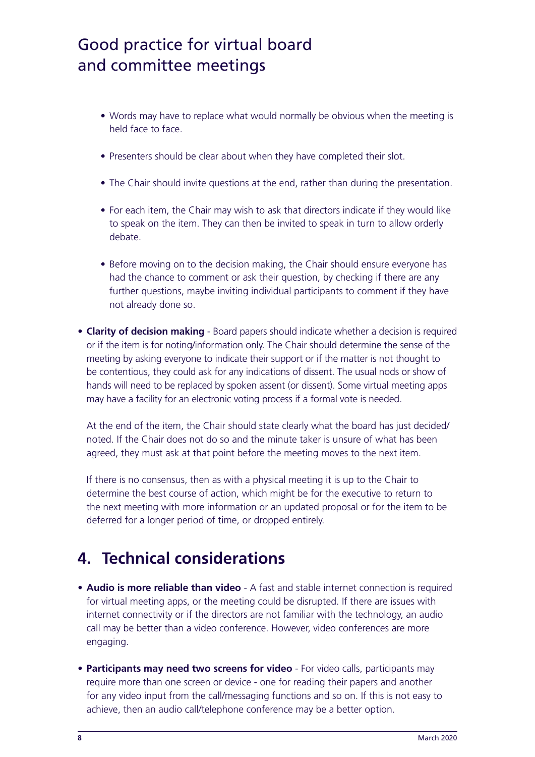- Words may have to replace what would normally be obvious when the meeting is held face to face.

- Presenters should be clear about when they have completed their slot.

- The Chair should invite questions at the end, rather than during the presentation.

- For each item, the Chair may wish to ask that directors indicate if they would like to speak on the item. They can then be invited to speak in turn to allow orderly debate.

- Before moving on to the decision making, the Chair should ensure everyone has had the chance to comment or ask their question, by checking if there are any further questions, maybe inviting individual participants to comment if they have not already done so.

- **Clarity of decision making** - Board papers should indicate whether a decision is required or if the item is for noting/information only. The Chair should determine the sense of the meeting by asking everyone to indicate their support or if the matter is not thought to be contentious, they could ask for any indications of dissent. The usual nods or show of hands will need to be replaced by spoken assent (or dissent). Some virtual meeting apps may have a facility for an electronic voting process if a formal vote is needed.

  At the end of the item, the Chair should state clearly what the board has just decided/noted. If the Chair does not do so and the minute taker is unsure of what has been agreed, they must ask at that point before the meeting moves to the next item.

  If there is no consensus, then as with a physical meeting it is up to the Chair to determine the best course of action, which might be for the executive to return to the next meeting with more information or an updated proposal or for the item to be deferred for a longer period of time, or dropped entirely.

## 4. Technical considerations

- **Audio is more reliable than video** - A fast and stable internet connection is required for virtual meeting apps, or the meeting could be disrupted. If there are issues with internet connectivity or if the directors are not familiar with the technology, an audio call may be better than a video conference. However, video conferences are more engaging.

- **Participants may need two screens for video** - For video calls, participants may require more than one screen or device - one for reading their papers and another for any video input from the call/messaging functions and so on. If this is not easy to achieve, then an audio call/telephone conference may be a better option.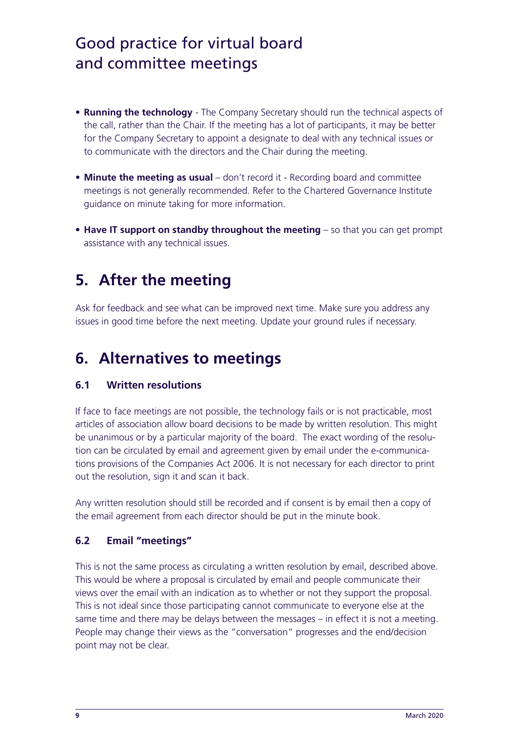- **Running the technology** - The Company Secretary should run the technical aspects of the call, rather than the Chair. If the meeting has a lot of participants, it may be better for the Company Secretary to appoint a designate to deal with any technical issues or to communicate with the directors and the Chair during the meeting.

- **Minute the meeting as usual** – don't record it - Recording board and committee meetings is not generally recommended. Refer to the Chartered Governance Institute guidance on minute taking for more information.

- **Have IT support on standby throughout the meeting** – so that you can get prompt assistance with any technical issues.

## 5. After the meeting

Ask for feedback and see what can be improved next time. Make sure you address any issues in good time before the next meeting. Update your ground rules if necessary.

## 6. Alternatives to meetings

### 6.1 Written resolutions

If face to face meetings are not possible, the technology fails or is not practicable, most articles of association allow board decisions to be made by written resolution. This might be unanimous or by a particular majority of the board. The exact wording of the resolution can be circulated by email and agreement given by email under the e-communications provisions of the Companies Act 2006. It is not necessary for each director to print out the resolution, sign it and scan it back.

Any written resolution should still be recorded and if consent is by email then a copy of the email agreement from each director should be put in the minute book.

### 6.2 Email "meetings"

This is not the same process as circulating a written resolution by email, described above. This would be where a proposal is circulated by email and people communicate their views over the email with an indication as to whether or not they support the proposal. This is not ideal since those participating cannot communicate to everyone else at the same time and there may be delays between the messages – in effect it is not a meeting. People may change their views as the "conversation" progresses and the end/decision point may not be clear.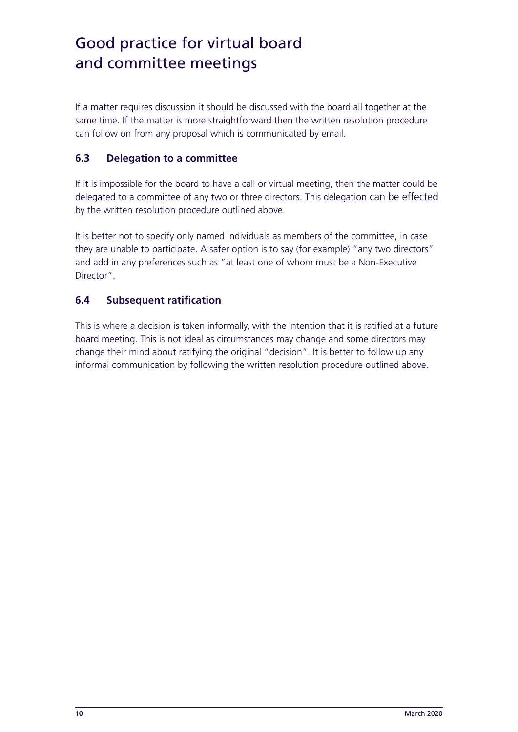If a matter requires discussion it should be discussed with the board all together at the same time. If the matter is more straightforward then the written resolution procedure can follow on from any proposal which is communicated by email.

### 6.3 Delegation to a committee

If it is impossible for the board to have a call or virtual meeting, then the matter could be delegated to a committee of any two or three directors. This delegation can be effected by the written resolution procedure outlined above.

It is better not to specify only named individuals as members of the committee, in case they are unable to participate. A safer option is to say (for example) "any two directors" and add in any preferences such as "at least one of whom must be a Non-Executive Director".

### 6.4 Subsequent ratification

This is where a decision is taken informally, with the intention that it is ratified at a future board meeting. This is not ideal as circumstances may change and some directors may change their mind about ratifying the original "decision". It is better to follow up any informal communication by following the written resolution procedure outlined above.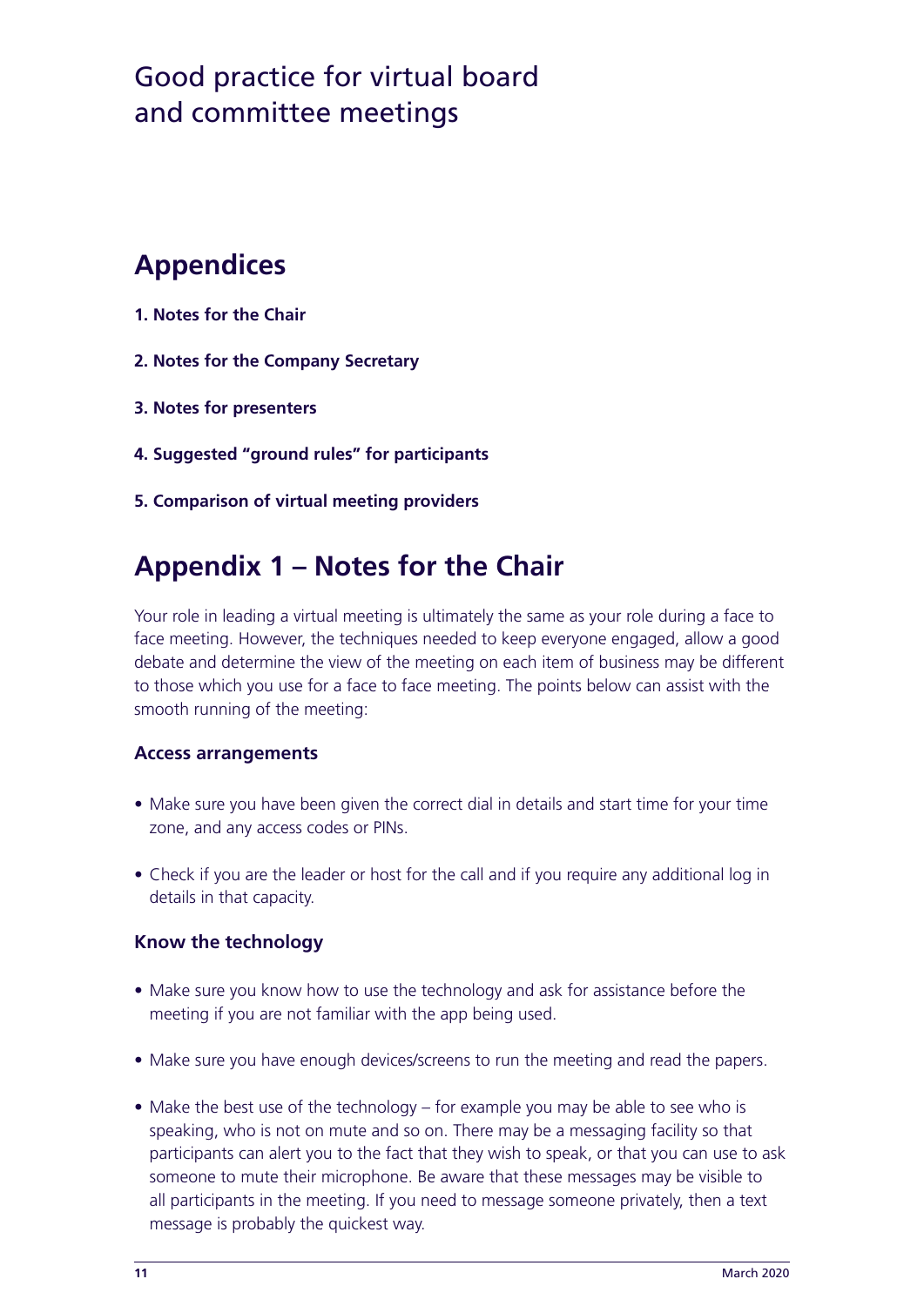# Appendices

**1. Notes for the Chair**

**2. Notes for the Company Secretary**

**3. Notes for presenters**

**4. Suggested "ground rules" for participants**

**5. Comparison of virtual meeting providers**

# Appendix 1 – Notes for the Chair

Your role in leading a virtual meeting is ultimately the same as your role during a face to face meeting. However, the techniques needed to keep everyone engaged, allow a good debate and determine the view of the meeting on each item of business may be different to those which you use for a face to face meeting. The points below can assist with the smooth running of the meeting:

### Access arrangements

- Make sure you have been given the correct dial in details and start time for your time zone, and any access codes or PINs.
- Check if you are the leader or host for the call and if you require any additional log in details in that capacity.

### Know the technology

- Make sure you know how to use the technology and ask for assistance before the meeting if you are not familiar with the app being used.
- Make sure you have enough devices/screens to run the meeting and read the papers.
- Make the best use of the technology – for example you may be able to see who is speaking, who is not on mute and so on. There may be a messaging facility so that participants can alert you to the fact that they wish to speak, or that you can use to ask someone to mute their microphone. Be aware that these messages may be visible to all participants in the meeting. If you need to message someone privately, then a text message is probably the quickest way.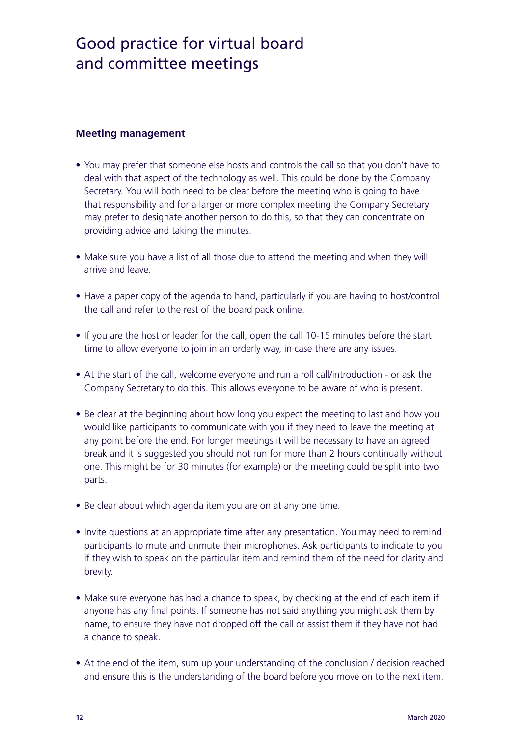# Good practice for virtual board and committee meetings

### Meeting management

- You may prefer that someone else hosts and controls the call so that you don't have to deal with that aspect of the technology as well. This could be done by the Company Secretary. You will both need to be clear before the meeting who is going to have that responsibility and for a larger or more complex meeting the Company Secretary may prefer to designate another person to do this, so that they can concentrate on providing advice and taking the minutes.

- Make sure you have a list of all those due to attend the meeting and when they will arrive and leave.

- Have a paper copy of the agenda to hand, particularly if you are having to host/control the call and refer to the rest of the board pack online.

- If you are the host or leader for the call, open the call 10-15 minutes before the start time to allow everyone to join in an orderly way, in case there are any issues.

- At the start of the call, welcome everyone and run a roll call/introduction - or ask the Company Secretary to do this. This allows everyone to be aware of who is present.

- Be clear at the beginning about how long you expect the meeting to last and how you would like participants to communicate with you if they need to leave the meeting at any point before the end. For longer meetings it will be necessary to have an agreed break and it is suggested you should not run for more than 2 hours continually without one. This might be for 30 minutes (for example) or the meeting could be split into two parts.

- Be clear about which agenda item you are on at any one time.

- Invite questions at an appropriate time after any presentation. You may need to remind participants to mute and unmute their microphones. Ask participants to indicate to you if they wish to speak on the particular item and remind them of the need for clarity and brevity.

- Make sure everyone has had a chance to speak, by checking at the end of each item if anyone has any final points. If someone has not said anything you might ask them by name, to ensure they have not dropped off the call or assist them if they have not had a chance to speak.

- At the end of the item, sum up your understanding of the conclusion / decision reached and ensure this is the understanding of the board before you move on to the next item.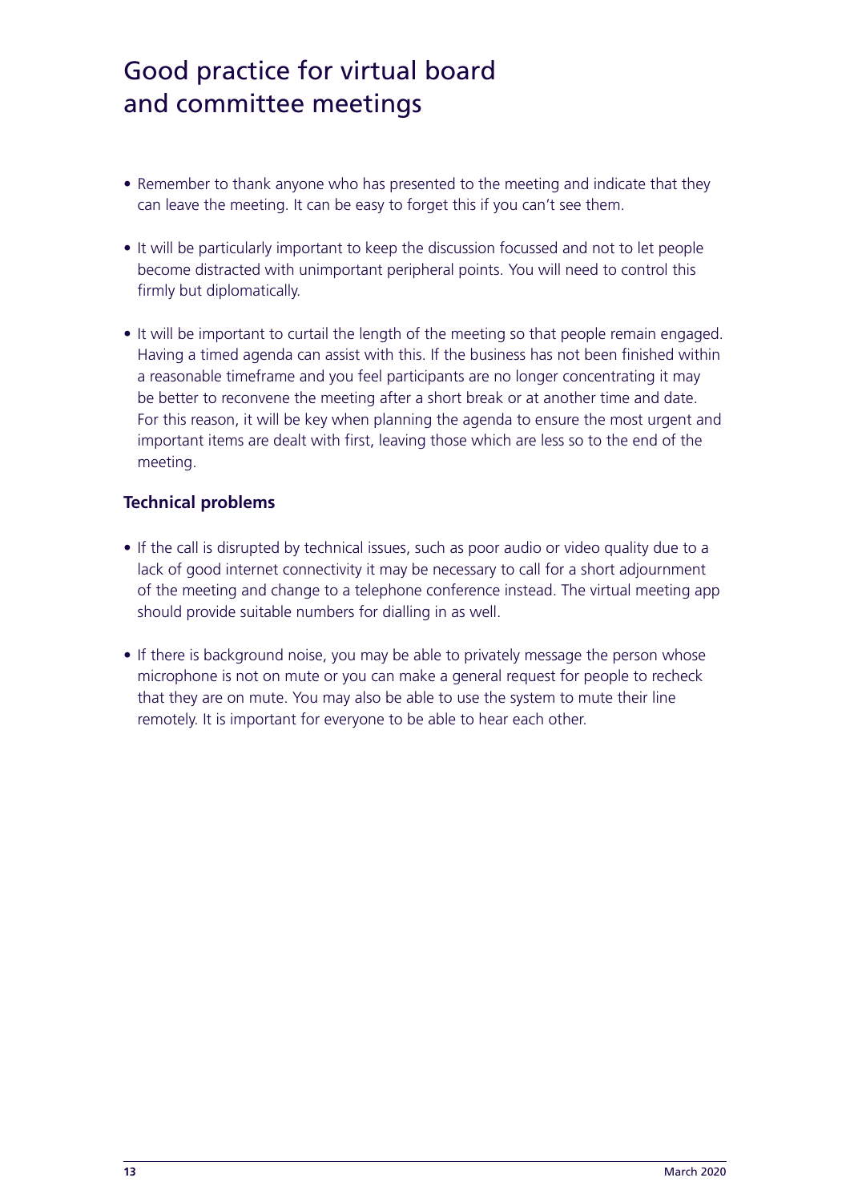# Good practice for virtual board and committee meetings

- Remember to thank anyone who has presented to the meeting and indicate that they can leave the meeting. It can be easy to forget this if you can't see them.
- It will be particularly important to keep the discussion focussed and not to let people become distracted with unimportant peripheral points. You will need to control this firmly but diplomatically.
- It will be important to curtail the length of the meeting so that people remain engaged. Having a timed agenda can assist with this. If the business has not been finished within a reasonable timeframe and you feel participants are no longer concentrating it may be better to reconvene the meeting after a short break or at another time and date. For this reason, it will be key when planning the agenda to ensure the most urgent and important items are dealt with first, leaving those which are less so to the end of the meeting.

**Technical problems**

- If the call is disrupted by technical issues, such as poor audio or video quality due to a lack of good internet connectivity it may be necessary to call for a short adjournment of the meeting and change to a telephone conference instead. The virtual meeting app should provide suitable numbers for dialling in as well.
- If there is background noise, you may be able to privately message the person whose microphone is not on mute or you can make a general request for people to recheck that they are on mute. You may also be able to use the system to mute their line remotely. It is important for everyone to be able to hear each other.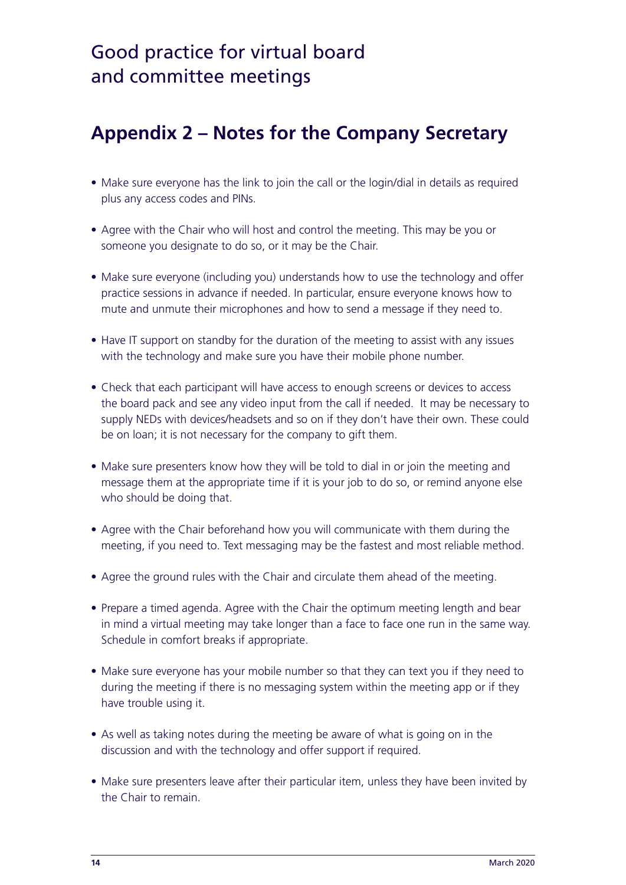# Good practice for virtual board and committee meetings

## Appendix 2 – Notes for the Company Secretary

- Make sure everyone has the link to join the call or the login/dial in details as required plus any access codes and PINs.
- Agree with the Chair who will host and control the meeting. This may be you or someone you designate to do so, or it may be the Chair.
- Make sure everyone (including you) understands how to use the technology and offer practice sessions in advance if needed. In particular, ensure everyone knows how to mute and unmute their microphones and how to send a message if they need to.
- Have IT support on standby for the duration of the meeting to assist with any issues with the technology and make sure you have their mobile phone number.
- Check that each participant will have access to enough screens or devices to access the board pack and see any video input from the call if needed. It may be necessary to supply NEDs with devices/headsets and so on if they don't have their own. These could be on loan; it is not necessary for the company to gift them.
- Make sure presenters know how they will be told to dial in or join the meeting and message them at the appropriate time if it is your job to do so, or remind anyone else who should be doing that.
- Agree with the Chair beforehand how you will communicate with them during the meeting, if you need to. Text messaging may be the fastest and most reliable method.
- Agree the ground rules with the Chair and circulate them ahead of the meeting.
- Prepare a timed agenda. Agree with the Chair the optimum meeting length and bear in mind a virtual meeting may take longer than a face to face one run in the same way. Schedule in comfort breaks if appropriate.
- Make sure everyone has your mobile number so that they can text you if they need to during the meeting if there is no messaging system within the meeting app or if they have trouble using it.
- As well as taking notes during the meeting be aware of what is going on in the discussion and with the technology and offer support if required.
- Make sure presenters leave after their particular item, unless they have been invited by the Chair to remain.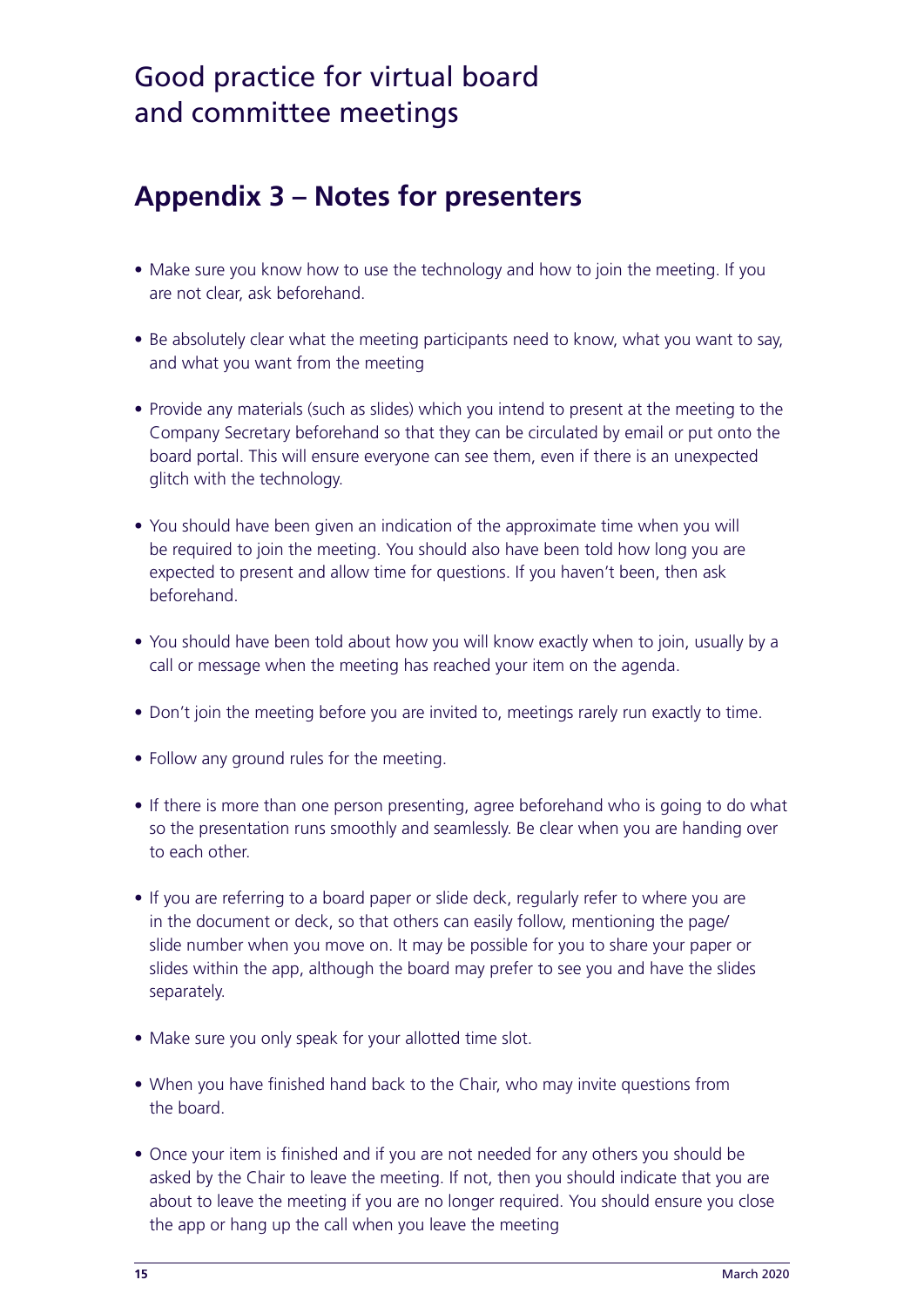# Good practice for virtual board and committee meetings

## Appendix 3 – Notes for presenters

- Make sure you know how to use the technology and how to join the meeting. If you are not clear, ask beforehand.
- Be absolutely clear what the meeting participants need to know, what you want to say, and what you want from the meeting
- Provide any materials (such as slides) which you intend to present at the meeting to the Company Secretary beforehand so that they can be circulated by email or put onto the board portal. This will ensure everyone can see them, even if there is an unexpected glitch with the technology.
- You should have been given an indication of the approximate time when you will be required to join the meeting. You should also have been told how long you are expected to present and allow time for questions. If you haven't been, then ask beforehand.
- You should have been told about how you will know exactly when to join, usually by a call or message when the meeting has reached your item on the agenda.
- Don't join the meeting before you are invited to, meetings rarely run exactly to time.
- Follow any ground rules for the meeting.
- If there is more than one person presenting, agree beforehand who is going to do what so the presentation runs smoothly and seamlessly. Be clear when you are handing over to each other.
- If you are referring to a board paper or slide deck, regularly refer to where you are in the document or deck, so that others can easily follow, mentioning the page/slide number when you move on. It may be possible for you to share your paper or slides within the app, although the board may prefer to see you and have the slides separately.
- Make sure you only speak for your allotted time slot.
- When you have finished hand back to the Chair, who may invite questions from the board.
- Once your item is finished and if you are not needed for any others you should be asked by the Chair to leave the meeting. If not, then you should indicate that you are about to leave the meeting if you are no longer required. You should ensure you close the app or hang up the call when you leave the meeting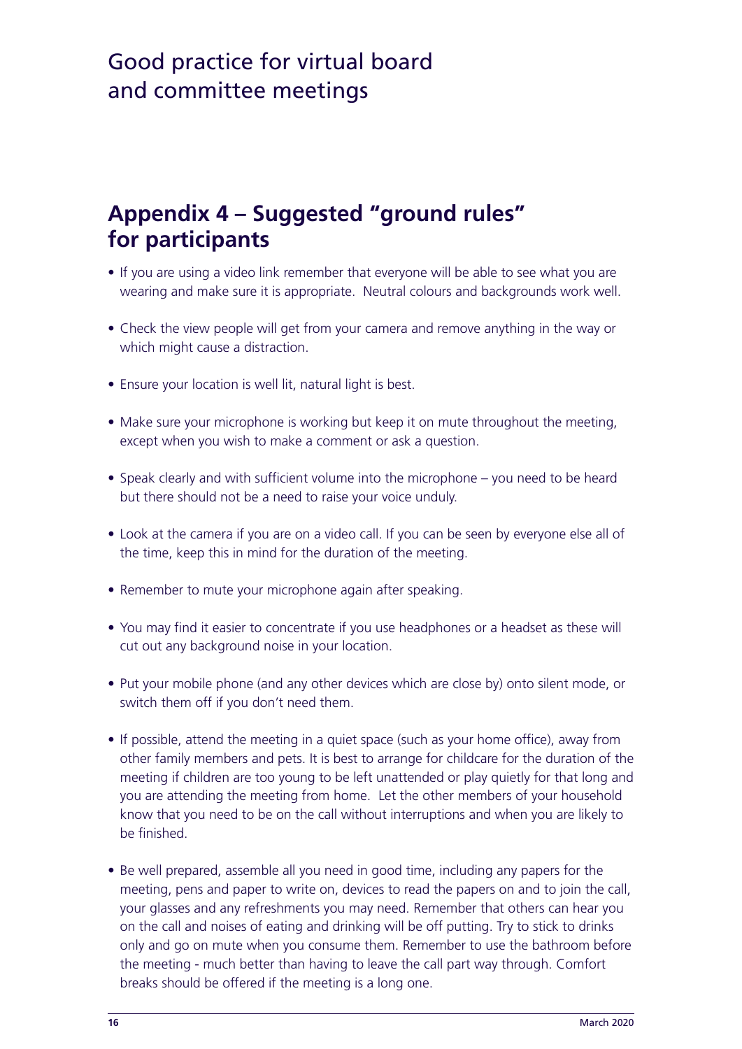## Appendix 4 – Suggested "ground rules" for participants

- If you are using a video link remember that everyone will be able to see what you are wearing and make sure it is appropriate. Neutral colours and backgrounds work well.
- Check the view people will get from your camera and remove anything in the way or which might cause a distraction.
- Ensure your location is well lit, natural light is best.
- Make sure your microphone is working but keep it on mute throughout the meeting, except when you wish to make a comment or ask a question.
- Speak clearly and with sufficient volume into the microphone – you need to be heard but there should not be a need to raise your voice unduly.
- Look at the camera if you are on a video call. If you can be seen by everyone else all of the time, keep this in mind for the duration of the meeting.
- Remember to mute your microphone again after speaking.
- You may find it easier to concentrate if you use headphones or a headset as these will cut out any background noise in your location.
- Put your mobile phone (and any other devices which are close by) onto silent mode, or switch them off if you don't need them.
- If possible, attend the meeting in a quiet space (such as your home office), away from other family members and pets. It is best to arrange for childcare for the duration of the meeting if children are too young to be left unattended or play quietly for that long and you are attending the meeting from home. Let the other members of your household know that you need to be on the call without interruptions and when you are likely to be finished.
- Be well prepared, assemble all you need in good time, including any papers for the meeting, pens and paper to write on, devices to read the papers on and to join the call, your glasses and any refreshments you may need. Remember that others can hear you on the call and noises of eating and drinking will be off putting. Try to stick to drinks only and go on mute when you consume them. Remember to use the bathroom before the meeting - much better than having to leave the call part way through. Comfort breaks should be offered if the meeting is a long one.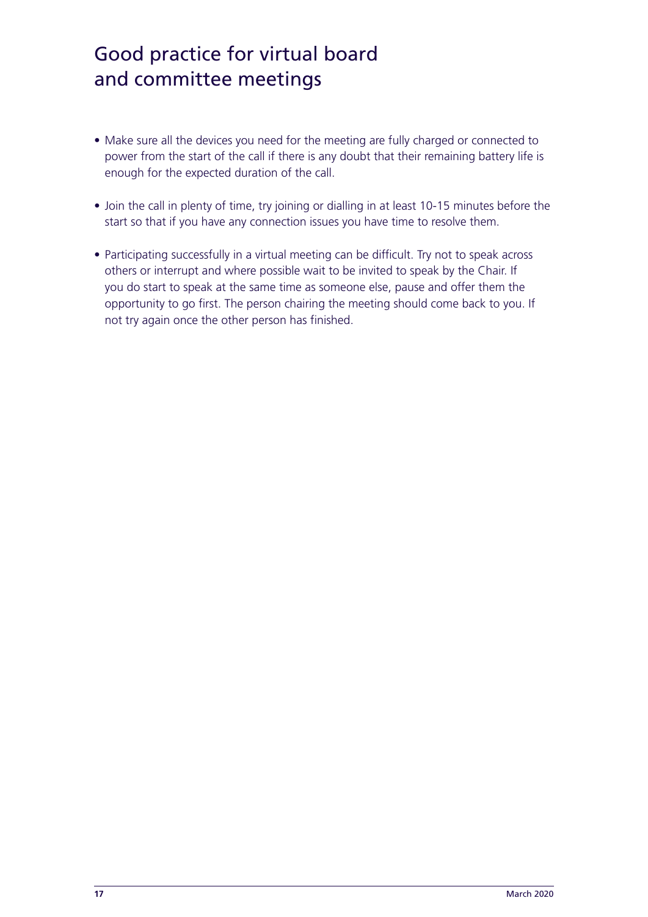# Good practice for virtual board and committee meetings

- Make sure all the devices you need for the meeting are fully charged or connected to power from the start of the call if there is any doubt that their remaining battery life is enough for the expected duration of the call.

- Join the call in plenty of time, try joining or dialling in at least 10-15 minutes before the start so that if you have any connection issues you have time to resolve them.

- Participating successfully in a virtual meeting can be difficult. Try not to speak across others or interrupt and where possible wait to be invited to speak by the Chair. If you do start to speak at the same time as someone else, pause and offer them the opportunity to go first. The person chairing the meeting should come back to you. If not try again once the other person has finished.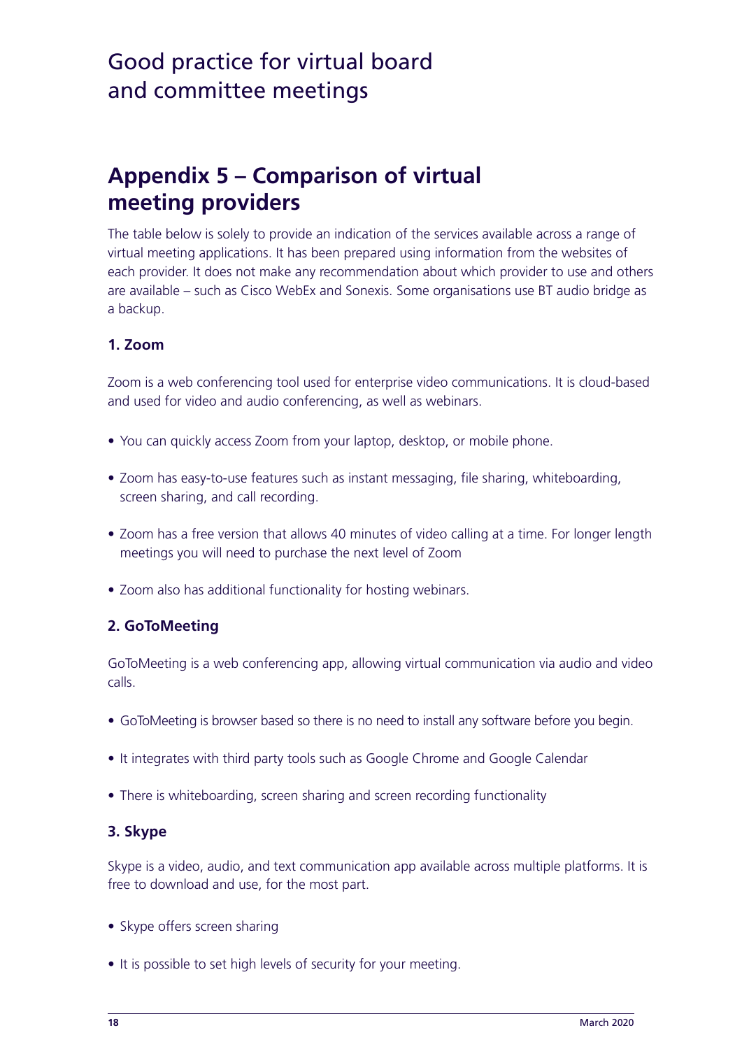Good practice for virtual board and committee meetings

## Appendix 5 – Comparison of virtual meeting providers

The table below is solely to provide an indication of the services available across a range of virtual meeting applications. It has been prepared using information from the websites of each provider. It does not make any recommendation about which provider to use and others are available – such as Cisco WebEx and Sonexis. Some organisations use BT audio bridge as a backup.

### 1. Zoom

Zoom is a web conferencing tool used for enterprise video communications. It is cloud-based and used for video and audio conferencing, as well as webinars.

- You can quickly access Zoom from your laptop, desktop, or mobile phone.
- Zoom has easy-to-use features such as instant messaging, file sharing, whiteboarding, screen sharing, and call recording.
- Zoom has a free version that allows 40 minutes of video calling at a time. For longer length meetings you will need to purchase the next level of Zoom
- Zoom also has additional functionality for hosting webinars.

### 2. GoToMeeting

GoToMeeting is a web conferencing app, allowing virtual communication via audio and video calls.

- GoToMeeting is browser based so there is no need to install any software before you begin.
- It integrates with third party tools such as Google Chrome and Google Calendar
- There is whiteboarding, screen sharing and screen recording functionality

### 3. Skype

Skype is a video, audio, and text communication app available across multiple platforms. It is free to download and use, for the most part.

- Skype offers screen sharing
- It is possible to set high levels of security for your meeting.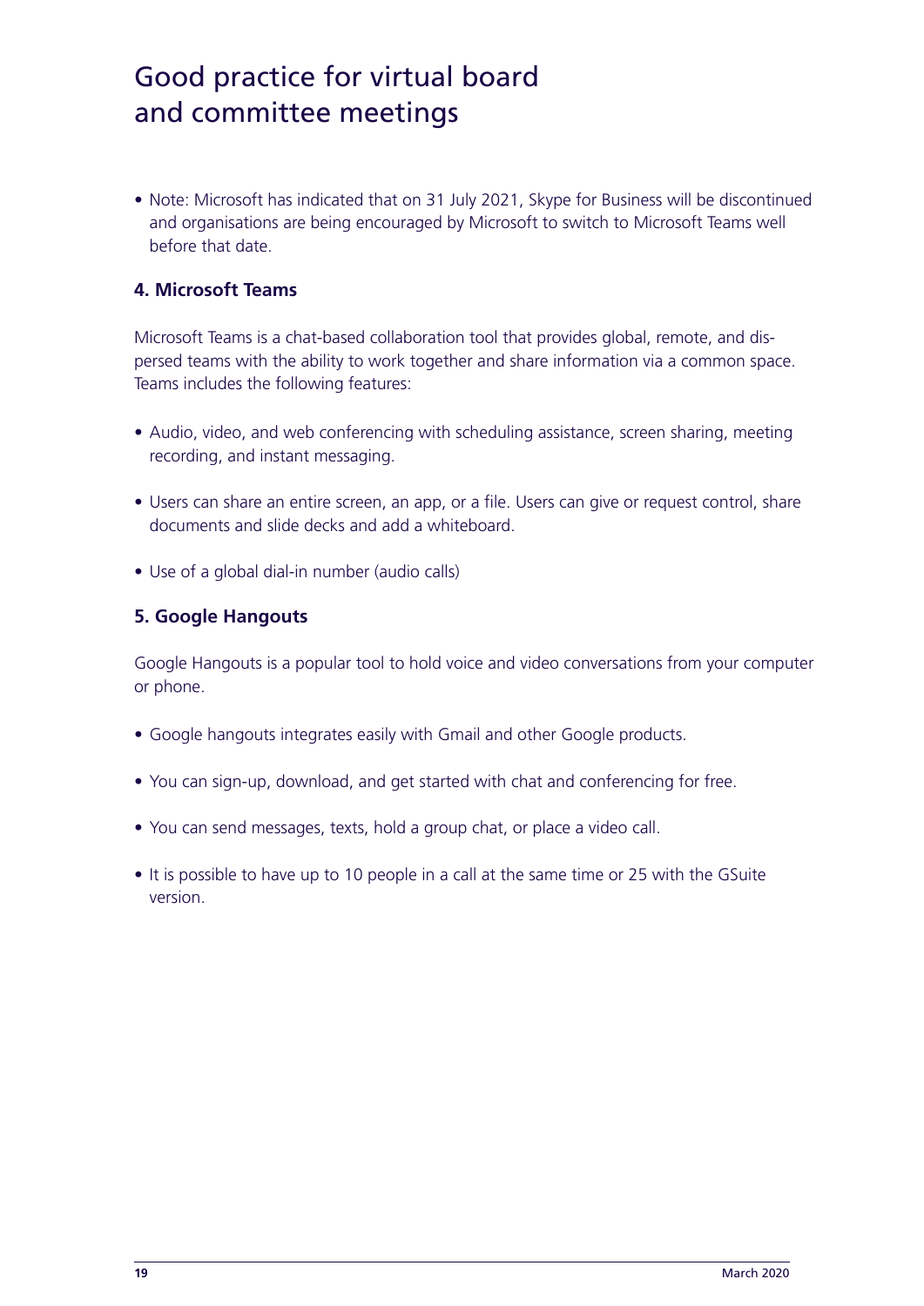# Good practice for virtual board and committee meetings

- Note: Microsoft has indicated that on 31 July 2021, Skype for Business will be discontinued and organisations are being encouraged by Microsoft to switch to Microsoft Teams well before that date.

### 4. Microsoft Teams

Microsoft Teams is a chat-based collaboration tool that provides global, remote, and dispersed teams with the ability to work together and share information via a common space. Teams includes the following features:

- Audio, video, and web conferencing with scheduling assistance, screen sharing, meeting recording, and instant messaging.
- Users can share an entire screen, an app, or a file. Users can give or request control, share documents and slide decks and add a whiteboard.
- Use of a global dial-in number (audio calls)

### 5. Google Hangouts

Google Hangouts is a popular tool to hold voice and video conversations from your computer or phone.

- Google hangouts integrates easily with Gmail and other Google products.
- You can sign-up, download, and get started with chat and conferencing for free.
- You can send messages, texts, hold a group chat, or place a video call.
- It is possible to have up to 10 people in a call at the same time or 25 with the GSuite version.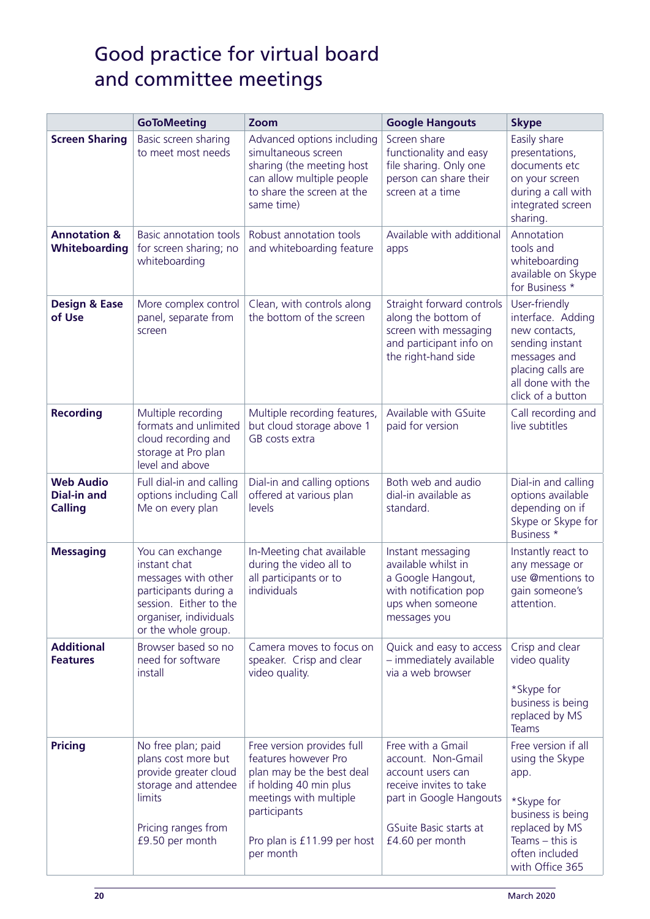# Good practice for virtual board and committee meetings

| | GoToMeeting | Zoom | Google Hangouts | Skype |
|---|---|---|---|---|
| **Screen Sharing** | Basic screen sharing to meet most needs | Advanced options including simultaneous screen sharing (the meeting host can allow multiple people to share the screen at the same time) | Screen share functionality and easy file sharing. Only one person can share their screen at a time | Easily share presentations, documents etc on your screen during a call with integrated screen sharing. |
| **Annotation & Whiteboarding** | Basic annotation tools for screen sharing; no whiteboarding | Robust annotation tools and whiteboarding feature | Available with additional apps | Annotation tools and whiteboarding available on Skype for Business * |
| **Design & Ease of Use** | More complex control panel, separate from screen | Clean, with controls along the bottom of the screen | Straight forward controls along the bottom of screen with messaging and participant info on the right-hand side | User-friendly interface. Adding new contacts, sending instant messages and placing calls are all done with the click of a button |
| **Recording** | Multiple recording formats and unlimited cloud recording and storage at Pro plan level and above | Multiple recording features, but cloud storage above 1 GB costs extra | Available with GSuite paid for version | Call recording and live subtitles |
| **Web Audio Dial-in and Calling** | Full dial-in and calling options including Call Me on every plan | Dial-in and calling options offered at various plan levels | Both web and audio dial-in available as standard. | Dial-in and calling options available depending on if Skype or Skype for Business * |
| **Messaging** | You can exchange instant chat messages with other participants during a session. Either to the organiser, individuals or the whole group. | In-Meeting chat available during the video all to all participants or to individuals | Instant messaging available whilst in a Google Hangout, with notification pop ups when someone messages you | Instantly react to any message or use @mentions to gain someone's attention. |
| **Additional Features** | Browser based so no need for software install | Camera moves to focus on speaker. Crisp and clear video quality. | Quick and easy to access – immediately available via a web browser | Crisp and clear video quality<br><br>*Skype for business is being replaced by MS Teams |
| **Pricing** | No free plan; paid plans cost more but provide greater cloud storage and attendee limits<br><br>Pricing ranges from £9.50 per month | Free version provides full features however Pro plan may be the best deal if holding 40 min plus meetings with multiple participants<br><br>Pro plan is £11.99 per host per month | Free with a Gmail account. Non-Gmail account users can receive invites to take part in Google Hangouts<br><br>GSuite Basic starts at £4.60 per month | Free version if all using the Skype app.<br><br>*Skype for business is being replaced by MS Teams – this is often included with Office 365 |